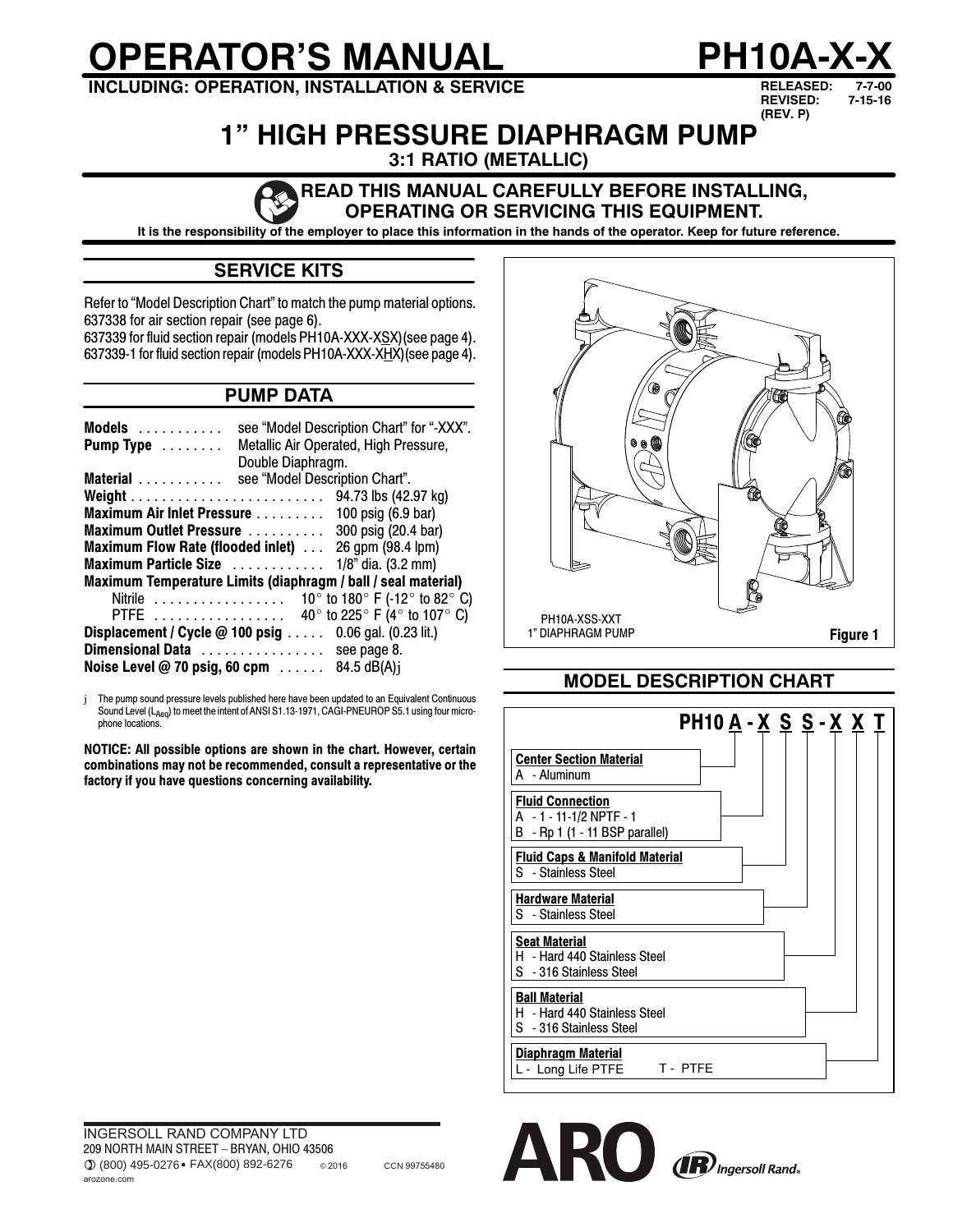# OPERATOR'S MANUAL

**INCLUDING: OPERATION, INSTALLATION & SERVICE**

# PH10A-X-X

**RELEASED: 7-7-00**
**REVISED: 7-15-16**
**(REV. P)**

## 1" HIGH PRESSURE DIAPHRAGM PUMP

**3:1 RATIO (METALLIC)**

**READ THIS MANUAL CAREFULLY BEFORE INSTALLING, OPERATING OR SERVICING THIS EQUIPMENT.**

**It is the responsibility of the employer to place this information in the hands of the operator. Keep for future reference.**

## SERVICE KITS

Refer to "Model Description Chart" to match the pump material options.
637338 for air section repair (see page 6).
637339 for fluid section repair (models PH10A-XXX-XSX)(see page 4).
637339-1 for fluid section repair (models PH10A-XXX-XHX)(see page 4).

## PUMP DATA

**Models** ........... see "Model Description Chart" for "-XXX".
**Pump Type** ........ Metallic Air Operated, High Pressure, Double Diaphragm.
**Material** ........... see "Model Description Chart".
**Weight** ......................... 94.73 lbs (42.97 kg)
**Maximum Air Inlet Pressure** ......... 100 psig (6.9 bar)
**Maximum Outlet Pressure** .......... 300 psig (20.4 bar)
**Maximum Flow Rate (flooded inlet)** ... 26 gpm (98.4 lpm)
**Maximum Particle Size** ............ 1/8" dia. (3.2 mm)
**Maximum Temperature Limits (diaphragm / ball / seal material)**
Nitrile ................ 10° to 180° F (-12° to 82° C)
PTFE ................ 40° to 225° F (4° to 107° C)
**Displacement / Cycle @ 100 psig** ..... 0.06 gal. (0.23 lit.)
**Dimensional Data** ................ see page 8.
**Noise Level @ 70 psig, 60 cpm** ...... 84.5 dB(A)j

j The pump sound pressure levels published here have been updated to an Equivalent Continuous Sound Level ($L_{Aeq}$) to meet the intent of ANSI S1.13-1971, CAGI-PNEUROP S5.1 using four microphone locations.

**NOTICE: All possible options are shown in the chart. However, certain combinations may not be recommended, consult a representative or the factory if you have questions concerning availability.**

PH10A-XSS-XXT
1" DIAPHRAGM PUMP

**Figure 1**

## MODEL DESCRIPTION CHART

**PH10 A - X S S - X X T**

**Center Section Material**
A - Aluminum

**Fluid Connection**
A - 1 - 11-1/2 NPTF - 1
B - Rp 1 (1 - 11 BSP parallel)

**Fluid Caps & Manifold Material**
S - Stainless Steel

**Hardware Material**
S - Stainless Steel

**Seat Material**
H - Hard 440 Stainless Steel
S - 316 Stainless Steel

**Ball Material**
H - Hard 440 Stainless Steel
S - 316 Stainless Steel

**Diaphragm Material**
L - Long Life PTFE    T - PTFE

INGERSOLL RAND COMPANY LTD
209 NORTH MAIN STREET – BRYAN, OHIO 43506
(800) 495-0276 • FAX(800) 892-6276    © 2016    CCN 99755480
arozone.com

ARO Ingersoll Rand.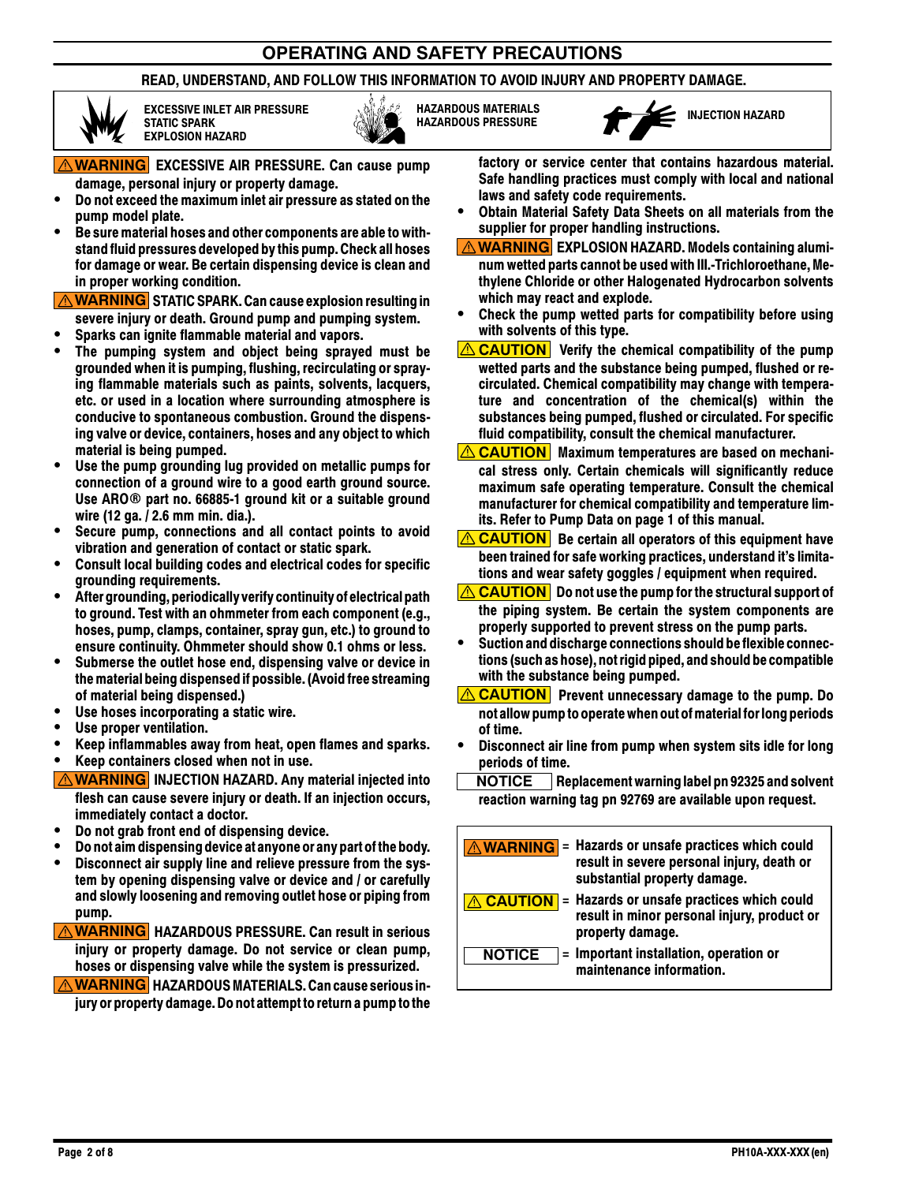## OPERATING AND SAFETY PRECAUTIONS

**READ, UNDERSTAND, AND FOLLOW THIS INFORMATION TO AVOID INJURY AND PROPERTY DAMAGE.**

| | | |
|---|---|---|
| EXCESSIVE INLET AIR PRESSURE<br>STATIC SPARK<br>EXPLOSION HAZARD | HAZARDOUS MATERIALS<br>HAZARDOUS PRESSURE | INJECTION HAZARD |

**⚠ WARNING** **EXCESSIVE AIR PRESSURE. Can cause pump damage, personal injury or property damage.**

- Do not exceed the maximum inlet air pressure as stated on the pump model plate.
- Be sure material hoses and other components are able to withstand fluid pressures developed by this pump. Check all hoses for damage or wear. Be certain dispensing device is clean and in proper working condition.

**⚠ WARNING** **STATIC SPARK. Can cause explosion resulting in severe injury or death. Ground pump and pumping system.**

- Sparks can ignite flammable material and vapors.
- The pumping system and object being sprayed must be grounded when it is pumping, flushing, recirculating or spraying flammable materials such as paints, solvents, lacquers, etc. or used in a location where surrounding atmosphere is conducive to spontaneous combustion. Ground the dispensing valve or device, containers, hoses and any object to which material is being pumped.
- Use the pump grounding lug provided on metallic pumps for connection of a ground wire to a good earth ground source. Use ARO® part no. 66885-1 ground kit or a suitable ground wire (12 ga. / 2.6 mm min. dia.).
- Secure pump, connections and all contact points to avoid vibration and generation of contact or static spark.
- Consult local building codes and electrical codes for specific grounding requirements.
- After grounding, periodically verify continuity of electrical path to ground. Test with an ohmmeter from each component (e.g., hoses, pump, clamps, container, spray gun, etc.) to ground to ensure continuity. Ohmmeter should show 0.1 ohms or less.
- Submerse the outlet hose end, dispensing valve or device in the material being dispensed if possible. (Avoid free streaming of material being dispensed.)
- Use hoses incorporating a static wire.
- Use proper ventilation.
- Keep inflammables away from heat, open flames and sparks.
- Keep containers closed when not in use.

**⚠ WARNING** **INJECTION HAZARD. Any material injected into flesh can cause severe injury or death. If an injection occurs, immediately contact a doctor.**

- Do not grab front end of dispensing device.
- Do not aim dispensing device at anyone or any part of the body.
- Disconnect air supply line and relieve pressure from the system by opening dispensing valve or device and / or carefully and slowly loosening and removing outlet hose or piping from pump.

**⚠ WARNING** **HAZARDOUS PRESSURE. Can result in serious injury or property damage. Do not service or clean pump, hoses or dispensing valve while the system is pressurized.**

**⚠ WARNING** **HAZARDOUS MATERIALS. Can cause serious injury or property damage. Do not attempt to return a pump to the factory or service center that contains hazardous material. Safe handling practices must comply with local and national laws and safety code requirements.**

- Obtain Material Safety Data Sheets on all materials from the supplier for proper handling instructions.

**⚠ WARNING** **EXPLOSION HAZARD. Models containing aluminum wetted parts cannot be used with III.-Trichloroethane, Methylene Chloride or other Halogenated Hydrocarbon solvents which may react and explode.**

- Check the pump wetted parts for compatibility before using with solvents of this type.

**⚠ CAUTION** **Verify the chemical compatibility of the pump wetted parts and the substance being pumped, flushed or recirculated. Chemical compatibility may change with temperature and concentration of the chemical(s) within the substances being pumped, flushed or circulated. For specific fluid compatibility, consult the chemical manufacturer.**

**⚠ CAUTION** **Maximum temperatures are based on mechanical stress only. Certain chemicals will significantly reduce maximum safe operating temperature. Consult the chemical manufacturer for chemical compatibility and temperature limits. Refer to Pump Data on page 1 of this manual.**

**⚠ CAUTION** **Be certain all operators of this equipment have been trained for safe working practices, understand it's limitations and wear safety goggles / equipment when required.**

**⚠ CAUTION** **Do not use the pump for the structural support of the piping system. Be certain the system components are properly supported to prevent stress on the pump parts.**

- Suction and discharge connections should be flexible connections (such as hose), not rigid piped, and should be compatible with the substance being pumped.

**⚠ CAUTION** **Prevent unnecessary damage to the pump. Do not allow pump to operate when out of material for long periods of time.**

- Disconnect air line from pump when system sits idle for long periods of time.

**NOTICE** **Replacement warning label pn 92325 and solvent reaction warning tag pn 92769 are available upon request.**

| | | |
|---|---|---|
| **⚠ WARNING** | = | Hazards or unsafe practices which could result in severe personal injury, death or substantial property damage. |
| **⚠ CAUTION** | = | Hazards or unsafe practices which could result in minor personal injury, product or property damage. |
| **NOTICE** | = | Important installation, operation or maintenance information. |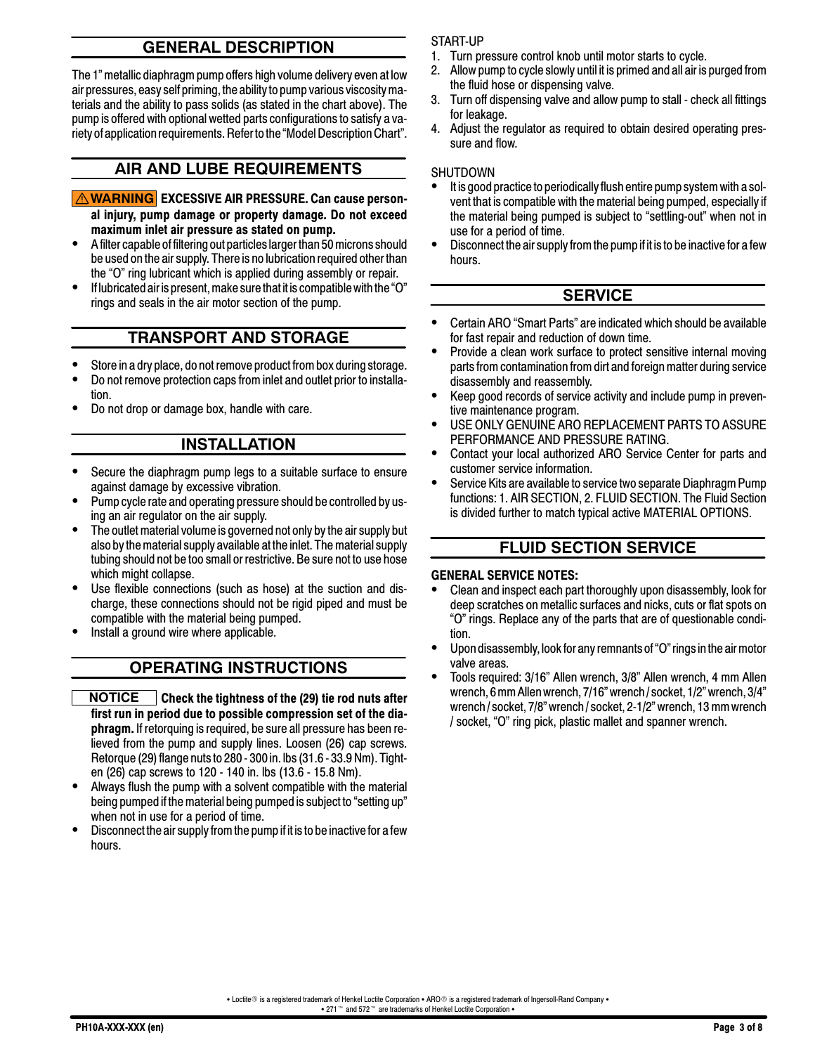## GENERAL DESCRIPTION

The 1" metallic diaphragm pump offers high volume delivery even at low air pressures, easy self priming, the ability to pump various viscosity materials and the ability to pass solids (as stated in the chart above). The pump is offered with optional wetted parts configurations to satisfy a variety of application requirements. Refer to the "Model Description Chart".

## AIR AND LUBE REQUIREMENTS

**⚠WARNING EXCESSIVE AIR PRESSURE. Can cause personal injury, pump damage or property damage. Do not exceed maximum inlet air pressure as stated on pump.**

- A filter capable of filtering out particles larger than 50 microns should be used on the air supply. There is no lubrication required other than the "O" ring lubricant which is applied during assembly or repair.
- If lubricated air is present, make sure that it is compatible with the "O" rings and seals in the air motor section of the pump.

## TRANSPORT AND STORAGE

- Store in a dry place, do not remove product from box during storage.
- Do not remove protection caps from inlet and outlet prior to installation.
- Do not drop or damage box, handle with care.

## INSTALLATION

- Secure the diaphragm pump legs to a suitable surface to ensure against damage by excessive vibration.
- Pump cycle rate and operating pressure should be controlled by using an air regulator on the air supply.
- The outlet material volume is governed not only by the air supply but also by the material supply available at the inlet. The material supply tubing should not be too small or restrictive. Be sure not to use hose which might collapse.
- Use flexible connections (such as hose) at the suction and discharge, these connections should not be rigid piped and must be compatible with the material being pumped.
- Install a ground wire where applicable.

## OPERATING INSTRUCTIONS

**NOTICE Check the tightness of the (29) tie rod nuts after first run in period due to possible compression set of the diaphragm.** If retorquing is required, be sure all pressure has been relieved from the pump and supply lines. Loosen (26) cap screws. Retorque (29) flange nuts to 280 - 300 in. lbs (31.6 - 33.9 Nm). Tighten (26) cap screws to 120 - 140 in. lbs (13.6 - 15.8 Nm).

- Always flush the pump with a solvent compatible with the material being pumped if the material being pumped is subject to "setting up" when not in use for a period of time.
- Disconnect the air supply from the pump if it is to be inactive for a few hours.

START-UP

1. Turn pressure control knob until motor starts to cycle.
2. Allow pump to cycle slowly until it is primed and all air is purged from the fluid hose or dispensing valve.
3. Turn off dispensing valve and allow pump to stall - check all fittings for leakage.
4. Adjust the regulator as required to obtain desired operating pressure and flow.

SHUTDOWN

- It is good practice to periodically flush entire pump system with a solvent that is compatible with the material being pumped, especially if the material being pumped is subject to "settling-out" when not in use for a period of time.
- Disconnect the air supply from the pump if it is to be inactive for a few hours.

## SERVICE

- Certain ARO "Smart Parts" are indicated which should be available for fast repair and reduction of down time.
- Provide a clean work surface to protect sensitive internal moving parts from contamination from dirt and foreign matter during service disassembly and reassembly.
- Keep good records of service activity and include pump in preventive maintenance program.
- USE ONLY GENUINE ARO REPLACEMENT PARTS TO ASSURE PERFORMANCE AND PRESSURE RATING.
- Contact your local authorized ARO Service Center for parts and customer service information.
- Service Kits are available to service two separate Diaphragm Pump functions: 1. AIR SECTION, 2. FLUID SECTION. The Fluid Section is divided further to match typical active MATERIAL OPTIONS.

## FLUID SECTION SERVICE

**GENERAL SERVICE NOTES:**

- Clean and inspect each part thoroughly upon disassembly, look for deep scratches on metallic surfaces and nicks, cuts or flat spots on "O" rings. Replace any of the parts that are of questionable condition.
- Upon disassembly, look for any remnants of "O" rings in the air motor valve areas.
- Tools required: 3/16" Allen wrench, 3/8" Allen wrench, 4 mm Allen wrench, 6 mm Allen wrench, 7/16" wrench / socket, 1/2" wrench, 3/4" wrench / socket, 7/8" wrench / socket, 2-1/2" wrench, 13 mm wrench / socket, "O" ring pick, plastic mallet and spanner wrench.

• Loctite® is a registered trademark of Henkel Loctite Corporation • ARO® is a registered trademark of Ingersoll-Rand Company •
• 271™ and 572™ are trademarks of Henkel Loctite Corporation •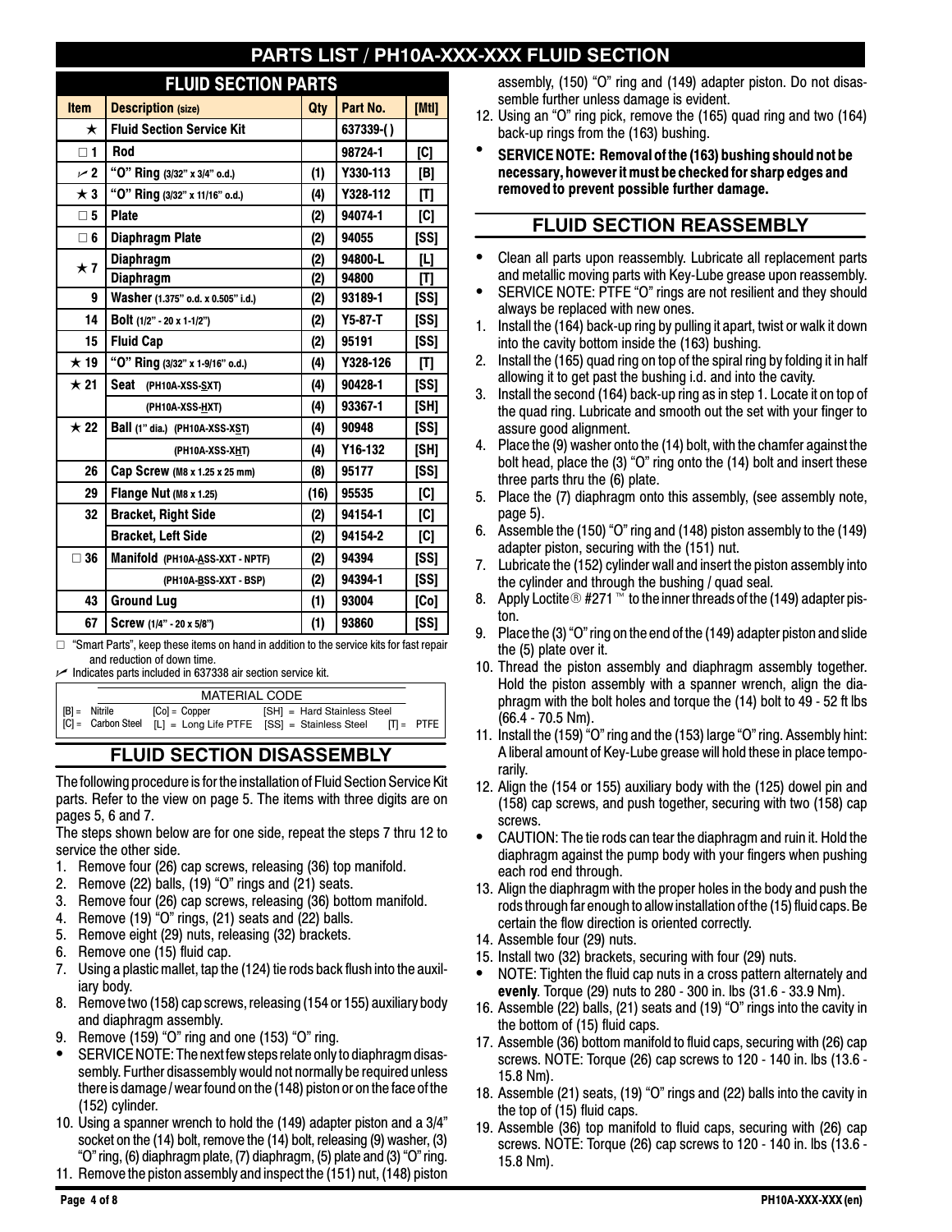# PARTS LIST / PH10A-XXX-XXX FLUID SECTION

## FLUID SECTION PARTS

| Item | Description (size) | Qty | Part No. | [Mtl] |
|---|---|---|---|---|
| ★ | Fluid Section Service Kit | | 637339-( ) | |
| □ 1 | Rod | | 98724-1 | [C] |
| ✓ 2 | "O" Ring (3/32" x 3/4" o.d.) | (1) | Y330-113 | [B] |
| ★ 3 | "O" Ring (3/32" x 11/16" o.d.) | (4) | Y328-112 | [T] |
| □ 5 | Plate | (2) | 94074-1 | [C] |
| □ 6 | Diaphragm Plate | (2) | 94055 | [SS] |
| ★ 7 | Diaphragm | (2) | 94800-L | [L] |
| | Diaphragm | (2) | 94800 | [T] |
| 9 | Washer (1.375" o.d. x 0.505" i.d.) | (2) | 93189-1 | [SS] |
| 14 | Bolt (1/2" - 20 x 1-1/2") | (2) | Y5-87-T | [SS] |
| 15 | Fluid Cap | (2) | 95191 | [SS] |
| ★ 19 | "O" Ring (3/32" x 1-9/16" o.d.) | (4) | Y328-126 | [T] |
| ★ 21 | Seat (PH10A-XSS-SXT) | (4) | 90428-1 | [SS] |
| | (PH10A-XSS-HXT) | (4) | 93367-1 | [SH] |
| ★ 22 | Ball (1" dia.) (PH10A-XSS-XST) | (4) | 90948 | [SS] |
| | (PH10A-XSS-XHT) | (4) | Y16-132 | [SH] |
| 26 | Cap Screw (M8 x 1.25 x 25 mm) | (8) | 95177 | [SS] |
| 29 | Flange Nut (M8 x 1.25) | (16) | 95535 | [C] |
| 32 | Bracket, Right Side | (2) | 94154-1 | [C] |
| | Bracket, Left Side | (2) | 94154-2 | [C] |
| □ 36 | Manifold (PH10A-ASS-XXT - NPTF) | (2) | 94394 | [SS] |
| | (PH10A-BSS-XXT - BSP) | (2) | 94394-1 | [SS] |
| 43 | Ground Lug | (1) | 93004 | [Co] |
| 67 | Screw (1/4" - 20 x 5/8") | (1) | 93860 | [SS] |

□ "Smart Parts", keep these items on hand in addition to the service kits for fast repair and reduction of down time.

✓ Indicates parts included in 637338 air section service kit.

| MATERIAL CODE | | | |
|---|---|---|---|
| [B] = Nitrile | [Co] = Copper | [SH] = Hard Stainless Steel | |
| [C] = Carbon Steel | [L] = Long Life PTFE | [SS] = Stainless Steel | [T] = PTFE |

## FLUID SECTION DISASSEMBLY

The following procedure is for the installation of Fluid Section Service Kit parts. Refer to the view on page 5. The items with three digits are on pages 5, 6 and 7.

The steps shown below are for one side, repeat the steps 7 thru 12 to service the other side.

1. Remove four (26) cap screws, releasing (36) top manifold.
2. Remove (22) balls, (19) "O" rings and (21) seats.
3. Remove four (26) cap screws, releasing (36) bottom manifold.
4. Remove (19) "O" rings, (21) seats and (22) balls.
5. Remove eight (29) nuts, releasing (32) brackets.
6. Remove one (15) fluid cap.
7. Using a plastic mallet, tap the (124) tie rods back flush into the auxiliary body.
8. Remove two (158) cap screws, releasing (154 or 155) auxiliary body and diaphragm assembly.
9. Remove (159) "O" ring and one (153) "O" ring.

- SERVICE NOTE: The next few steps relate only to diaphragm disassembly. Further disassembly would not normally be required unless there is damage / wear found on the (148) piston or on the face of the (152) cylinder.

10. Using a spanner wrench to hold the (149) adapter piston and a 3/4" socket on the (14) bolt, remove the (14) bolt, releasing (9) washer, (3) "O" ring, (6) diaphragm plate, (7) diaphragm, (5) plate and (3) "O" ring.
11. Remove the piston assembly and inspect the (151) nut, (148) piston assembly, (150) "O" ring and (149) adapter piston. Do not disassemble further unless damage is evident.
12. Using an "O" ring pick, remove the (165) quad ring and two (164) back-up rings from the (163) bushing.

- **SERVICE NOTE: Removal of the (163) bushing should not be necessary, however it must be checked for sharp edges and removed to prevent possible further damage.**

## FLUID SECTION REASSEMBLY

- Clean all parts upon reassembly. Lubricate all replacement parts and metallic moving parts with Key-Lube grease upon reassembly.
- SERVICE NOTE: PTFE "O" rings are not resilient and they should always be replaced with new ones.

1. Install the (164) back-up ring by pulling it apart, twist or walk it down into the cavity bottom inside the (163) bushing.
2. Install the (165) quad ring on top of the spiral ring by folding it in half allowing it to get past the bushing i.d. and into the cavity.
3. Install the second (164) back-up ring as in step 1. Locate it on top of the quad ring. Lubricate and smooth out the set with your finger to assure good alignment.
4. Place the (9) washer onto the (14) bolt, with the chamfer against the bolt head, place the (3) "O" ring onto the (14) bolt and insert these three parts thru the (6) plate.
5. Place the (7) diaphragm onto this assembly, (see assembly note, page 5).
6. Assemble the (150) "O" ring and (148) piston assembly to the (149) adapter piston, securing with the (151) nut.
7. Lubricate the (152) cylinder wall and insert the piston assembly into the cylinder and through the bushing / quad seal.
8. Apply Loctite® #271 ™ to the inner threads of the (149) adapter piston.
9. Place the (3) "O" ring on the end of the (149) adapter piston and slide the (5) plate over it.
10. Thread the piston assembly and diaphragm assembly together. Hold the piston assembly with a spanner wrench, align the diaphragm with the bolt holes and torque the (14) bolt to 49 - 52 ft lbs (66.4 - 70.5 Nm).
11. Install the (159) "O" ring and the (153) large "O" ring. Assembly hint: A liberal amount of Key-Lube grease will hold these in place temporarily.
12. Align the (154 or 155) auxiliary body with the (125) dowel pin and (158) cap screws, and push together, securing with two (158) cap screws.

- CAUTION: The tie rods can tear the diaphragm and ruin it. Hold the diaphragm against the pump body with your fingers when pushing each rod end through.

13. Align the diaphragm with the proper holes in the body and push the rods through far enough to allow installation of the (15) fluid caps. Be certain the flow direction is oriented correctly.
14. Assemble four (29) nuts.
15. Install two (32) brackets, securing with four (29) nuts.

- NOTE: Tighten the fluid cap nuts in a cross pattern alternately and **evenly**. Torque (29) nuts to 280 - 300 in. lbs (31.6 - 33.9 Nm).

16. Assemble (22) balls, (21) seats and (19) "O" rings into the cavity in the bottom of (15) fluid caps.
17. Assemble (36) bottom manifold to fluid caps, securing with (26) cap screws. NOTE: Torque (26) cap screws to 120 - 140 in. lbs (13.6 - 15.8 Nm).
18. Assemble (21) seats, (19) "O" rings and (22) balls into the cavity in the top of (15) fluid caps.
19. Assemble (36) top manifold to fluid caps, securing with (26) cap screws. NOTE: Torque (26) cap screws to 120 - 140 in. lbs (13.6 - 15.8 Nm).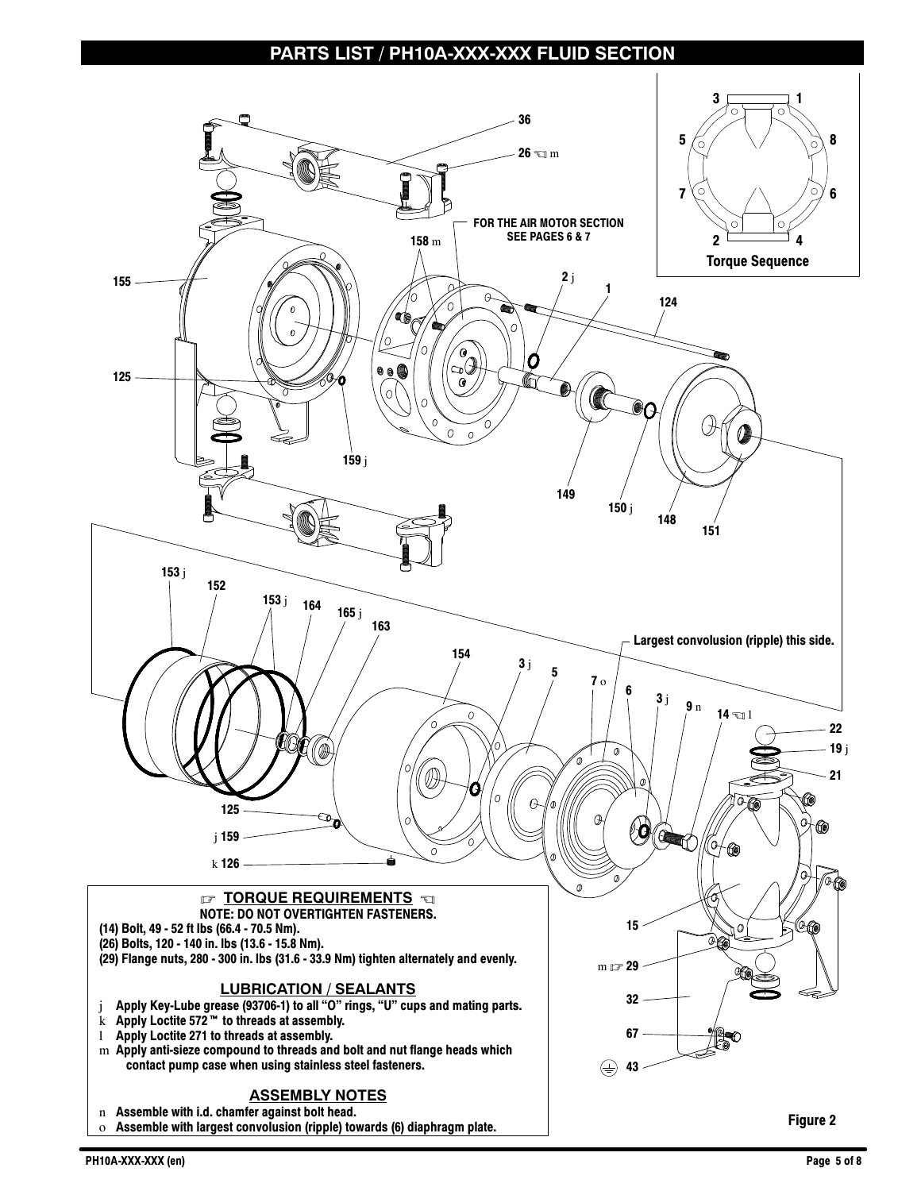# PARTS LIST / PH10A-XXX-XXX FLUID SECTION

FOR THE AIR MOTOR SECTION SEE PAGES 6 & 7

Largest convolution (ripple) this side.

Torque Sequence

Figure 2

## ☞ TORQUE REQUIREMENTS ☜

**NOTE: DO NOT OVERTIGHTEN FASTENERS.**

(14) Bolt, 49 - 52 ft lbs (66.4 - 70.5 Nm).

(26) Bolts, 120 - 140 in. lbs (13.6 - 15.8 Nm).

(29) Flange nuts, 280 - 300 in. lbs (31.6 - 33.9 Nm) tighten alternately and evenly.

## LUBRICATION / SEALANTS

- j Apply Key-Lube grease (93706-1) to all "O" rings, "U" cups and mating parts.
- k Apply Loctite 572™ to threads at assembly.
- l Apply Loctite 271 to threads at assembly.
- m Apply anti-sieze compound to threads and bolt and nut flange heads which contact pump case when using stainless steel fasteners.

## ASSEMBLY NOTES

- n Assemble with i.d. chamfer against bolt head.
- o Assemble with largest convolution (ripple) towards (6) diaphragm plate.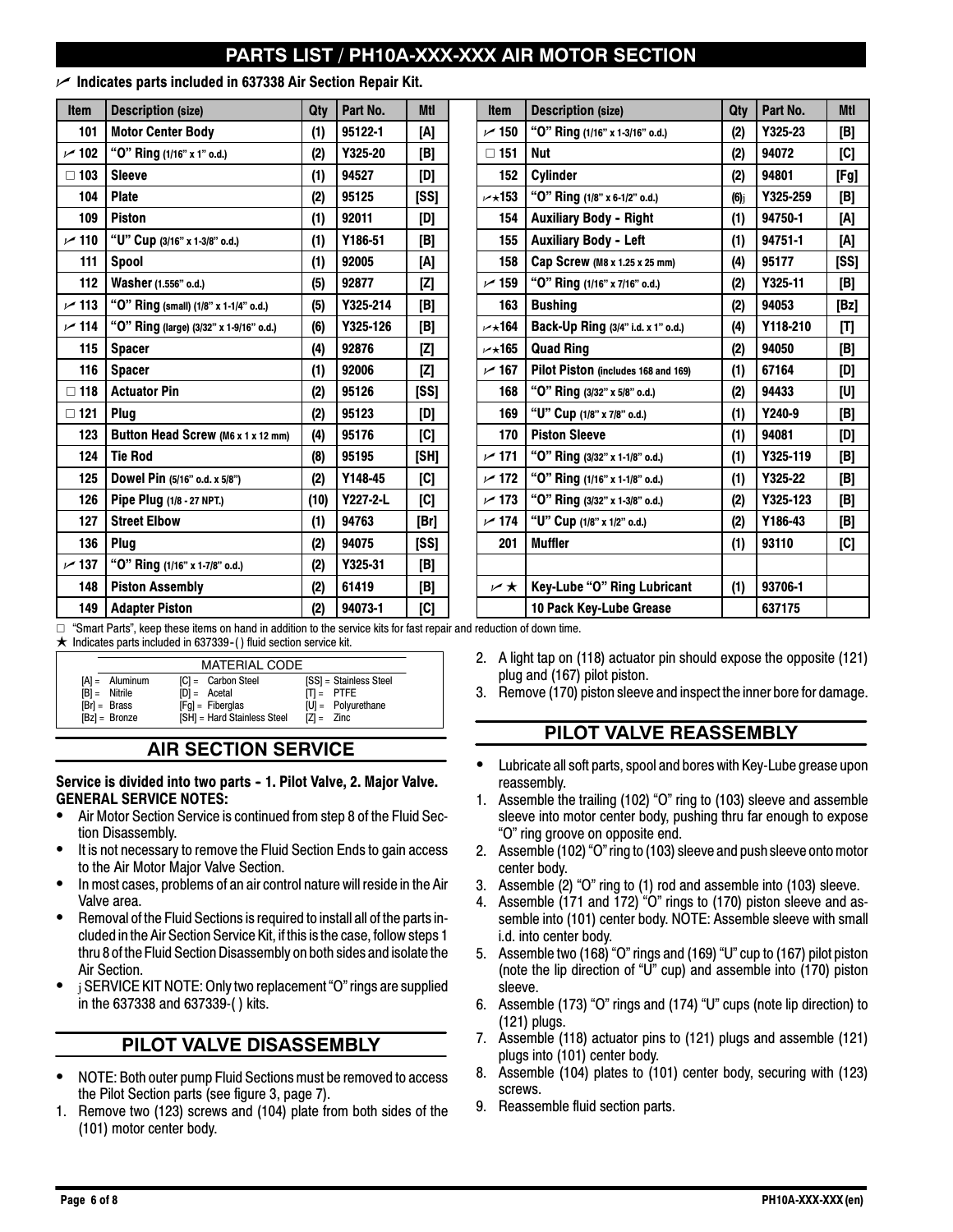# PARTS LIST / PH10A-XXX-XXX AIR MOTOR SECTION

✓ **Indicates parts included in 637338 Air Section Repair Kit.**

| Item | Description (size) | Qty | Part No. | Mtl |
|---|---|---|---|---|
| 101 | **Motor Center Body** | (1) | 95122-1 | [A] |
| ✓ 102 | **"O" Ring** (1/16" x 1" o.d.) | (2) | Y325-20 | [B] |
| □ 103 | **Sleeve** | (1) | 94527 | [D] |
| 104 | **Plate** | (2) | 95125 | [SS] |
| 109 | **Piston** | (1) | 92011 | [D] |
| ✓ 110 | **"U" Cup** (3/16" x 1-3/8" o.d.) | (1) | Y186-51 | [B] |
| 111 | **Spool** | (1) | 92005 | [A] |
| 112 | **Washer** (1.556" o.d.) | (5) | 92877 | [Z] |
| ✓ 113 | **"O" Ring** (small) (1/8" x 1-1/4" o.d.) | (5) | Y325-214 | [B] |
| ✓ 114 | **"O" Ring** (large) (3/32" x 1-9/16" o.d.) | (6) | Y325-126 | [B] |
| 115 | **Spacer** | (4) | 92876 | [Z] |
| 116 | **Spacer** | (1) | 92006 | [Z] |
| □ 118 | **Actuator Pin** | (2) | 95126 | [SS] |
| □ 121 | **Plug** | (2) | 95123 | [D] |
| 123 | **Button Head Screw** (M6 x 1 x 12 mm) | (4) | 95176 | [C] |
| 124 | **Tie Rod** | (8) | 95195 | [SH] |
| 125 | **Dowel Pin** (5/16" o.d. x 5/8") | (2) | Y148-45 | [C] |
| 126 | **Pipe Plug** (1/8 - 27 NPT.) | (10) | Y227-2-L | [C] |
| 127 | **Street Elbow** | (1) | 94763 | [Br] |
| 136 | **Plug** | (2) | 94075 | [SS] |
| ✓ 137 | **"O" Ring** (1/16" x 1-7/8" o.d.) | (2) | Y325-31 | [B] |
| 148 | **Piston Assembly** | (2) | 61419 | [B] |
| 149 | **Adapter Piston** | (2) | 94073-1 | [C] |
| ✓ 150 | **"O" Ring** (1/16" x 1-3/16" o.d.) | (2) | Y325-23 | [B] |
| □ 151 | **Nut** | (2) | 94072 | [C] |
| 152 | **Cylinder** | (2) | 94801 | [Fg] |
| ✓★153 | **"O" Ring** (1/8" x 6-1/2" o.d.) | (6)¡ | Y325-259 | [B] |
| 154 | **Auxiliary Body - Right** | (1) | 94750-1 | [A] |
| 155 | **Auxiliary Body - Left** | (1) | 94751-1 | [A] |
| 158 | **Cap Screw** (M8 x 1.25 x 25 mm) | (4) | 95177 | [SS] |
| ✓ 159 | **"O" Ring** (1/16" x 7/16" o.d.) | (2) | Y325-11 | [B] |
| 163 | **Bushing** | (2) | 94053 | [Bz] |
| ✓★164 | **Back-Up Ring** (3/4" i.d. x 1" o.d.) | (4) | Y118-210 | [T] |
| ✓★165 | **Quad Ring** | (2) | 94050 | [B] |
| ✓ 167 | **Pilot Piston** (includes 168 and 169) | (1) | 67164 | [D] |
| 168 | **"O" Ring** (3/32" x 5/8" o.d.) | (2) | 94433 | [U] |
| 169 | **"U" Cup** (1/8" x 7/8" o.d.) | (1) | Y240-9 | [B] |
| 170 | **Piston Sleeve** | (1) | 94081 | [D] |
| ✓ 171 | **"O" Ring** (3/32" x 1-1/8" o.d.) | (1) | Y325-119 | [B] |
| ✓ 172 | **"O" Ring** (1/16" x 1-1/8" o.d.) | (1) | Y325-22 | [B] |
| ✓ 173 | **"O" Ring** (3/32" x 1-3/8" o.d.) | (2) | Y325-123 | [B] |
| ✓ 174 | **"U" Cup** (1/8" x 1/2" o.d.) | (2) | Y186-43 | [B] |
| 201 | **Muffler** | (1) | 93110 | [C] |
| ✓ ★ | **Key-Lube "O" Ring Lubricant** | (1) | 93706-1 | |
| | **10 Pack Key-Lube Grease** | | 637175 | |

□ "Smart Parts", keep these items on hand in addition to the service kits for fast repair and reduction of down time.
★ Indicates parts included in 637339-( ) fluid section service kit.

| MATERIAL CODE | | |
|---|---|---|
| [A] = Aluminum | [C] = Carbon Steel | [SS] = Stainless Steel |
| [B] = Nitrile | [D] = Acetal | [T] = PTFE |
| [Br] = Brass | [Fg] = Fiberglas | [U] = Polyurethane |
| [Bz] = Bronze | [SH] = Hard Stainless Steel | [Z] = Zinc |

## AIR SECTION SERVICE

**Service is divided into two parts - 1. Pilot Valve, 2. Major Valve.**
**GENERAL SERVICE NOTES:**

- Air Motor Section Service is continued from step 8 of the Fluid Section Disassembly.
- It is not necessary to remove the Fluid Section Ends to gain access to the Air Motor Major Valve Section.
- In most cases, problems of an air control nature will reside in the Air Valve area.
- Removal of the Fluid Sections is required to install all of the parts included in the Air Section Service Kit, if this is the case, follow steps 1 thru 8 of the Fluid Section Disassembly on both sides and isolate the Air Section.
- ¡ SERVICE KIT NOTE: Only two replacement "O" rings are supplied in the 637338 and 637339-( ) kits.

## PILOT VALVE DISASSEMBLY

- NOTE: Both outer pump Fluid Sections must be removed to access the Pilot Section parts (see figure 3, page 7).

1. Remove two (123) screws and (104) plate from both sides of the (101) motor center body.
2. A light tap on (118) actuator pin should expose the opposite (121) plug and (167) pilot piston.
3. Remove (170) piston sleeve and inspect the inner bore for damage.

## PILOT VALVE REASSEMBLY

- Lubricate all soft parts, spool and bores with Key-Lube grease upon reassembly.

1. Assemble the trailing (102) "O" ring to (103) sleeve and assemble sleeve into motor center body, pushing thru far enough to expose "O" ring groove on opposite end.
2. Assemble (102) "O" ring to (103) sleeve and push sleeve onto motor center body.
3. Assemble (2) "O" ring to (1) rod and assemble into (103) sleeve.
4. Assemble (171 and 172) "O" rings to (170) piston sleeve and assemble into (101) center body. NOTE: Assemble sleeve with small i.d. into center body.
5. Assemble two (168) "O" rings and (169) "U" cup to (167) pilot piston (note the lip direction of "U" cup) and assemble into (170) piston sleeve.
6. Assemble (173) "O" rings and (174) "U" cups (note lip direction) to (121) plugs.
7. Assemble (118) actuator pins to (121) plugs and assemble (121) plugs into (101) center body.
8. Assemble (104) plates to (101) center body, securing with (123) screws.
9. Reassemble fluid section parts.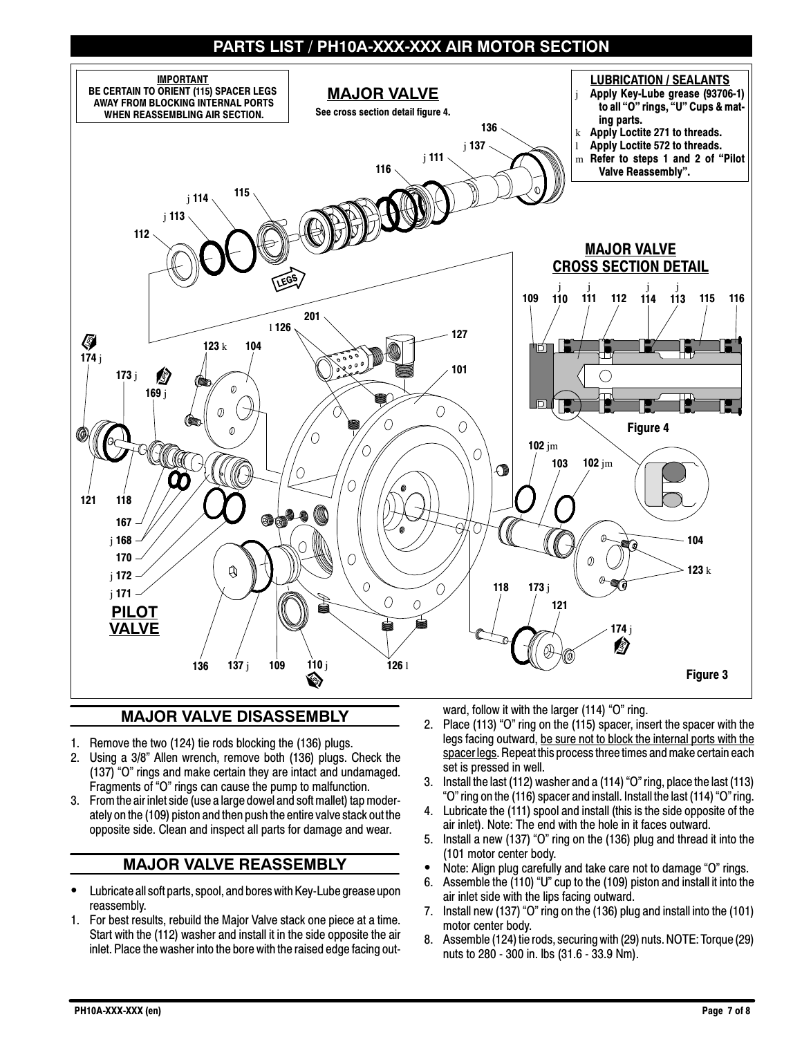# PARTS LIST / PH10A-XXX-XXX AIR MOTOR SECTION

**IMPORTANT**
**BE CERTAIN TO ORIENT (115) SPACER LEGS AWAY FROM BLOCKING INTERNAL PORTS WHEN REASSEMBLING AIR SECTION.**

**MAJOR VALVE**
See cross section detail figure 4.

**LUBRICATION / SEALANTS**
- j Apply Key-Lube grease (93706-1) to all "O" rings, "U" Cups & mating parts.
- k Apply Loctite 271 to threads.
- l Apply Loctite 572 to threads.
- m Refer to steps 1 and 2 of "Pilot Valve Reassembly".

**MAJOR VALVE CROSS SECTION DETAIL**

Figure 4

**PILOT VALVE**

Figure 3

## MAJOR VALVE DISASSEMBLY

1. Remove the two (124) tie rods blocking the (136) plugs.
2. Using a 3/8" Allen wrench, remove both (136) plugs. Check the (137) "O" rings and make certain they are intact and undamaged. Fragments of "O" rings can cause the pump to malfunction.
3. From the air inlet side (use a large dowel and soft mallet) tap moderately on the (109) piston and then push the entire valve stack out the opposite side. Clean and inspect all parts for damage and wear.

## MAJOR VALVE REASSEMBLY

- Lubricate all soft parts, spool, and bores with Key-Lube grease upon reassembly.

1. For best results, rebuild the Major Valve stack one piece at a time. Start with the (112) washer and install it in the side opposite the air inlet. Place the washer into the bore with the raised edge facing outward, follow it with the larger (114) "O" ring.
2. Place (113) "O" ring on the (115) spacer, insert the spacer with the legs facing outward, be sure not to block the internal ports with the spacer legs. Repeat this process three times and make certain each set is pressed in well.
3. Install the last (112) washer and a (114) "O" ring, place the last (113) "O" ring on the (116) spacer and install. Install the last (114) "O" ring.
4. Lubricate the (111) spool and install (this is the side opposite of the air inlet). Note: The end with the hole in it faces outward.
5. Install a new (137) "O" ring on the (136) plug and thread it into the (101 motor center body.

- Note: Align plug carefully and take care not to damage "O" rings.

6. Assemble the (110) "U" cup to the (109) piston and install it into the air inlet side with the lips facing outward.
7. Install new (137) "O" ring on the (136) plug and install into the (101) motor center body.
8. Assemble (124) tie rods, securing with (29) nuts. NOTE: Torque (29) nuts to 280 - 300 in. lbs (31.6 - 33.9 Nm).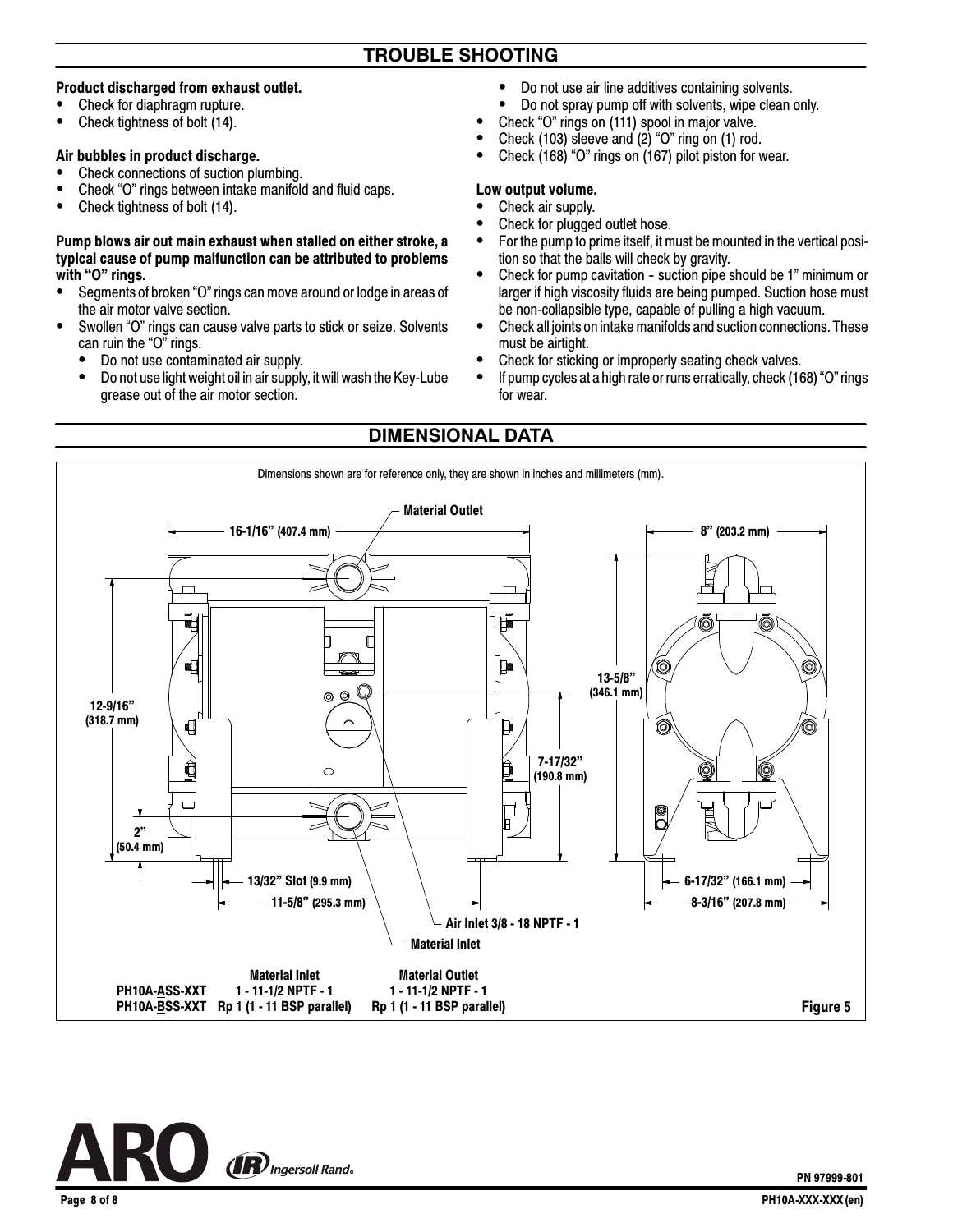## TROUBLE SHOOTING

**Product discharged from exhaust outlet.**

- Check for diaphragm rupture.
- Check tightness of bolt (14).

**Air bubbles in product discharge.**

- Check connections of suction plumbing.
- Check "O" rings between intake manifold and fluid caps.
- Check tightness of bolt (14).

**Pump blows air out main exhaust when stalled on either stroke, a typical cause of pump malfunction can be attributed to problems with "O" rings.**

- Segments of broken "O" rings can move around or lodge in areas of the air motor valve section.
- Swollen "O" rings can cause valve parts to stick or seize. Solvents can ruin the "O" rings.
  - Do not use contaminated air supply.
  - Do not use light weight oil in air supply, it will wash the Key-Lube grease out of the air motor section.
  - Do not use air line additives containing solvents.
  - Do not spray pump off with solvents, wipe clean only.
- Check "O" rings on (111) spool in major valve.
- Check (103) sleeve and (2) "O" ring on (1) rod.
- Check (168) "O" rings on (167) pilot piston for wear.

**Low output volume.**

- Check air supply.
- Check for plugged outlet hose.
- For the pump to prime itself, it must be mounted in the vertical position so that the balls will check by gravity.
- Check for pump cavitation - suction pipe should be 1" minimum or larger if high viscosity fluids are being pumped. Suction hose must be non-collapsible type, capable of pulling a high vacuum.
- Check all joints on intake manifolds and suction connections. These must be airtight.
- Check for sticking or improperly seating check valves.
- If pump cycles at a high rate or runs erratically, check (168) "O" rings for wear.

## DIMENSIONAL DATA

Dimensions shown are for reference only, they are shown in inches and millimeters (mm).

Material Outlet
16-1/16" (407.4 mm)
8" (203.2 mm)
12-9/16" (318.7 mm)
13-5/8" (346.1 mm)
7-17/32" (190.8 mm)
2" (50.4 mm)
13/32" Slot (9.9 mm)
11-5/8" (295.3 mm)
6-17/32" (166.1 mm)
8-3/16" (207.8 mm)
Air Inlet 3/8 - 18 NPTF - 1
Material Inlet

| | Material Inlet | Material Outlet |
|---|---|---|
| PH10A-ASS-XXT | 1 - 11-1/2 NPTF - 1 | 1 - 11-1/2 NPTF - 1 |
| PH10A-BSS-XXT | Rp 1 (1 - 11 BSP parallel) | Rp 1 (1 - 11 BSP parallel) |

Figure 5

PN 97999-801